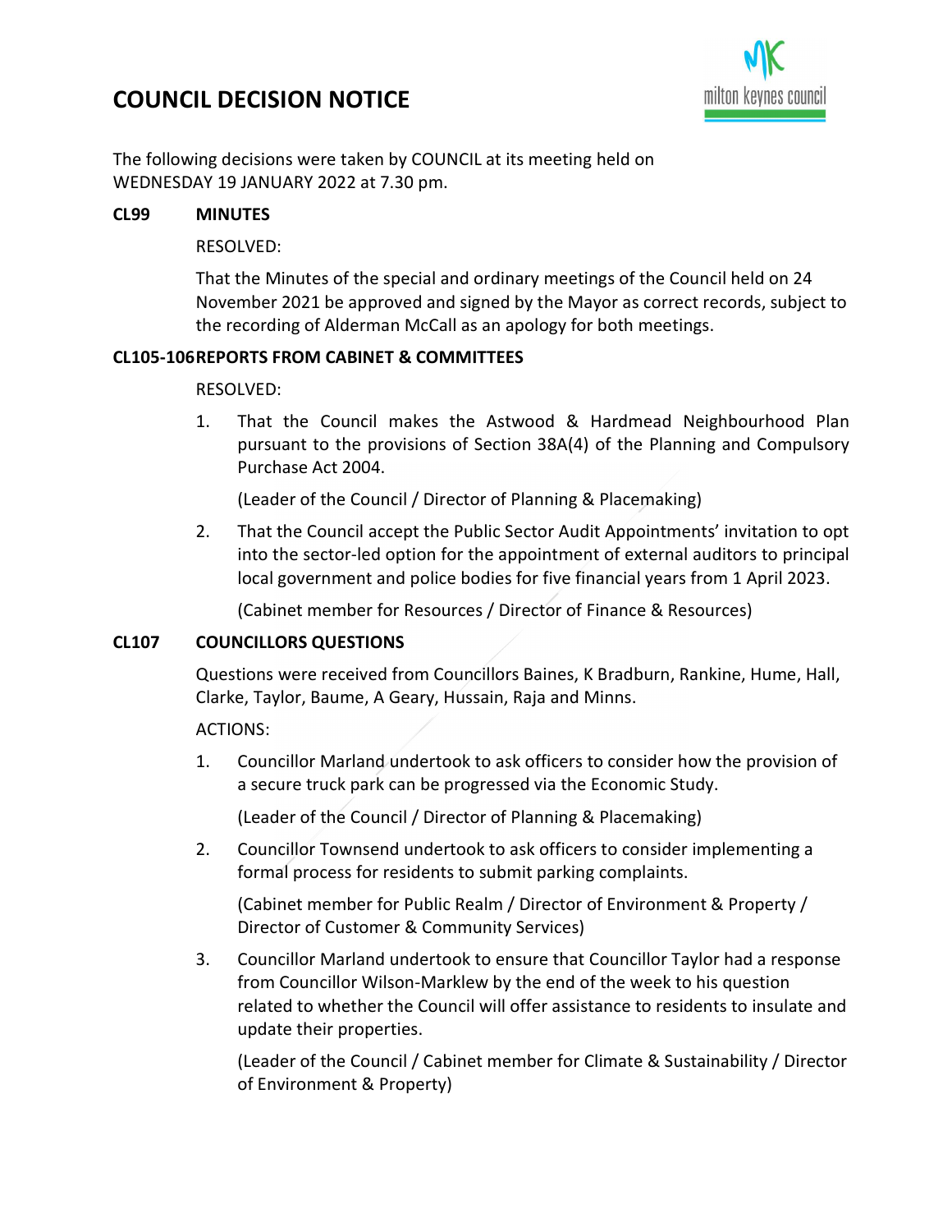# COUNCIL DECISION NOTICE

The following decisions were taken by COUNCIL at its meeting held on WEDNESDAY 19 JANUARY 2022 at 7.30 pm.

## CL99 MINUTES

RESOLVED:

That the Minutes of the special and ordinary meetings of the Council held on 24 November 2021 be approved and signed by the Mayor as correct records, subject to the recording of Alderman McCall as an apology for both meetings.

## CL105-106 REPORTS FROM CABINET & COMMITTEES

RESOLVED:

1. That the Council makes the Astwood & Hardmead Neighbourhood Plan pursuant to the provisions of Section 38A(4) of the Planning and Compulsory Purchase Act 2004.

   (Leader of the Council / Director of Planning & Placemaking)

2. That the Council accept the Public Sector Audit Appointments' invitation to opt into the sector-led option for the appointment of external auditors to principal local government and police bodies for five financial years from 1 April 2023.

   (Cabinet member for Resources / Director of Finance & Resources)

## CL107 COUNCILLORS QUESTIONS

Questions were received from Councillors Baines, K Bradburn, Rankine, Hume, Hall, Clarke, Taylor, Baume, A Geary, Hussain, Raja and Minns.

ACTIONS:

1. Councillor Marland undertook to ask officers to consider how the provision of a secure truck park can be progressed via the Economic Study.

   (Leader of the Council / Director of Planning & Placemaking)

2. Councillor Townsend undertook to ask officers to consider implementing a formal process for residents to submit parking complaints.

   (Cabinet member for Public Realm / Director of Environment & Property / Director of Customer & Community Services)

3. Councillor Marland undertook to ensure that Councillor Taylor had a response from Councillor Wilson-Marklew by the end of the week to his question related to whether the Council will offer assistance to residents to insulate and update their properties.

   (Leader of the Council / Cabinet member for Climate & Sustainability / Director of Environment & Property)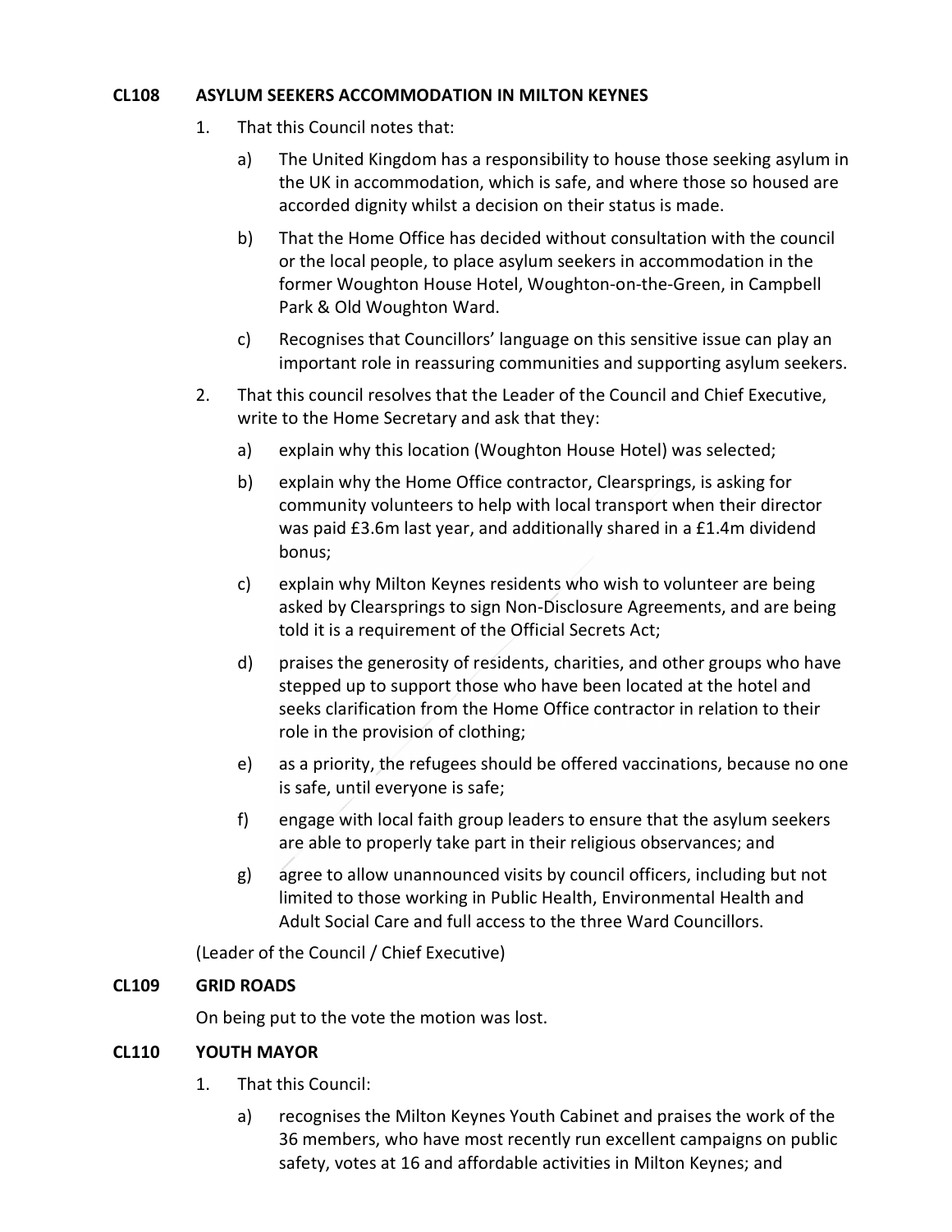**CL108 ASYLUM SEEKERS ACCOMMODATION IN MILTON KEYNES**

1. That this Council notes that:

   a) The United Kingdom has a responsibility to house those seeking asylum in the UK in accommodation, which is safe, and where those so housed are accorded dignity whilst a decision on their status is made.

   b) That the Home Office has decided without consultation with the council or the local people, to place asylum seekers in accommodation in the former Woughton House Hotel, Woughton-on-the-Green, in Campbell Park & Old Woughton Ward.

   c) Recognises that Councillors' language on this sensitive issue can play an important role in reassuring communities and supporting asylum seekers.

2. That this council resolves that the Leader of the Council and Chief Executive, write to the Home Secretary and ask that they:

   a) explain why this location (Woughton House Hotel) was selected;

   b) explain why the Home Office contractor, Clearsprings, is asking for community volunteers to help with local transport when their director was paid £3.6m last year, and additionally shared in a £1.4m dividend bonus;

   c) explain why Milton Keynes residents who wish to volunteer are being asked by Clearsprings to sign Non-Disclosure Agreements, and are being told it is a requirement of the Official Secrets Act;

   d) praises the generosity of residents, charities, and other groups who have stepped up to support those who have been located at the hotel and seeks clarification from the Home Office contractor in relation to their role in the provision of clothing;

   e) as a priority, the refugees should be offered vaccinations, because no one is safe, until everyone is safe;

   f) engage with local faith group leaders to ensure that the asylum seekers are able to properly take part in their religious observances; and

   g) agree to allow unannounced visits by council officers, including but not limited to those working in Public Health, Environmental Health and Adult Social Care and full access to the three Ward Councillors.

(Leader of the Council / Chief Executive)

**CL109 GRID ROADS**

On being put to the vote the motion was lost.

**CL110 YOUTH MAYOR**

1. That this Council:

   a) recognises the Milton Keynes Youth Cabinet and praises the work of the 36 members, who have most recently run excellent campaigns on public safety, votes at 16 and affordable activities in Milton Keynes; and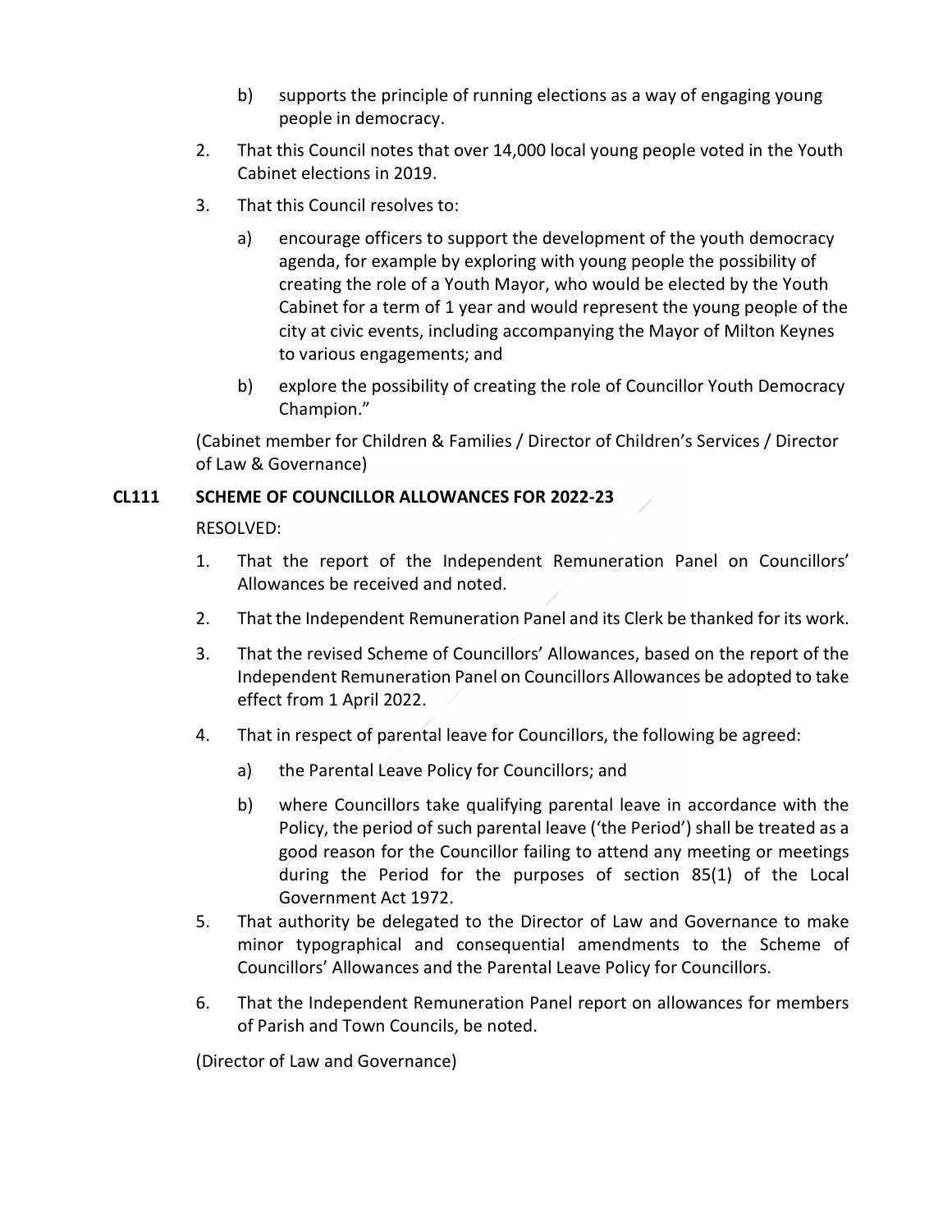b) supports the principle of running elections as a way of engaging young people in democracy.

2. That this Council notes that over 14,000 local young people voted in the Youth Cabinet elections in 2019.

3. That this Council resolves to:

   a) encourage officers to support the development of the youth democracy agenda, for example by exploring with young people the possibility of creating the role of a Youth Mayor, who would be elected by the Youth Cabinet for a term of 1 year and would represent the young people of the city at civic events, including accompanying the Mayor of Milton Keynes to various engagements; and

   b) explore the possibility of creating the role of Councillor Youth Democracy Champion."

(Cabinet member for Children & Families / Director of Children's Services / Director of Law & Governance)

**CL111 SCHEME OF COUNCILLOR ALLOWANCES FOR 2022-23**

RESOLVED:

1. That the report of the Independent Remuneration Panel on Councillors' Allowances be received and noted.

2. That the Independent Remuneration Panel and its Clerk be thanked for its work.

3. That the revised Scheme of Councillors' Allowances, based on the report of the Independent Remuneration Panel on Councillors Allowances be adopted to take effect from 1 April 2022.

4. That in respect of parental leave for Councillors, the following be agreed:

   a) the Parental Leave Policy for Councillors; and

   b) where Councillors take qualifying parental leave in accordance with the Policy, the period of such parental leave ('the Period') shall be treated as a good reason for the Councillor failing to attend any meeting or meetings during the Period for the purposes of section 85(1) of the Local Government Act 1972.

5. That authority be delegated to the Director of Law and Governance to make minor typographical and consequential amendments to the Scheme of Councillors' Allowances and the Parental Leave Policy for Councillors.

6. That the Independent Remuneration Panel report on allowances for members of Parish and Town Councils, be noted.

(Director of Law and Governance)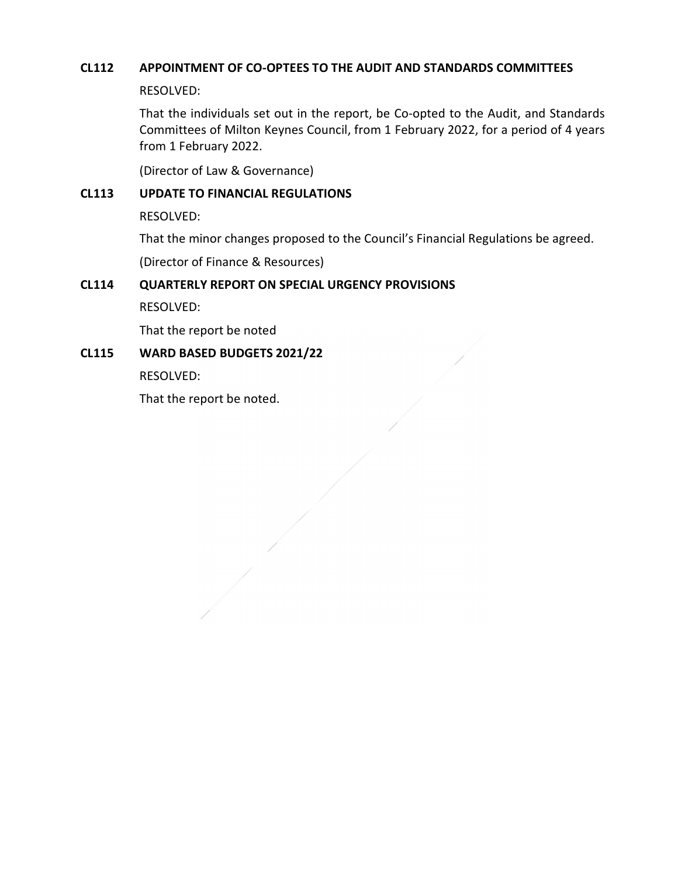**CL112 APPOINTMENT OF CO-OPTEES TO THE AUDIT AND STANDARDS COMMITTEES**

RESOLVED:

That the individuals set out in the report, be Co-opted to the Audit, and Standards Committees of Milton Keynes Council, from 1 February 2022, for a period of 4 years from 1 February 2022.

(Director of Law & Governance)

**CL113 UPDATE TO FINANCIAL REGULATIONS**

RESOLVED:

That the minor changes proposed to the Council's Financial Regulations be agreed.

(Director of Finance & Resources)

**CL114 QUARTERLY REPORT ON SPECIAL URGENCY PROVISIONS**

RESOLVED:

That the report be noted

**CL115 WARD BASED BUDGETS 2021/22**

RESOLVED:

That the report be noted.